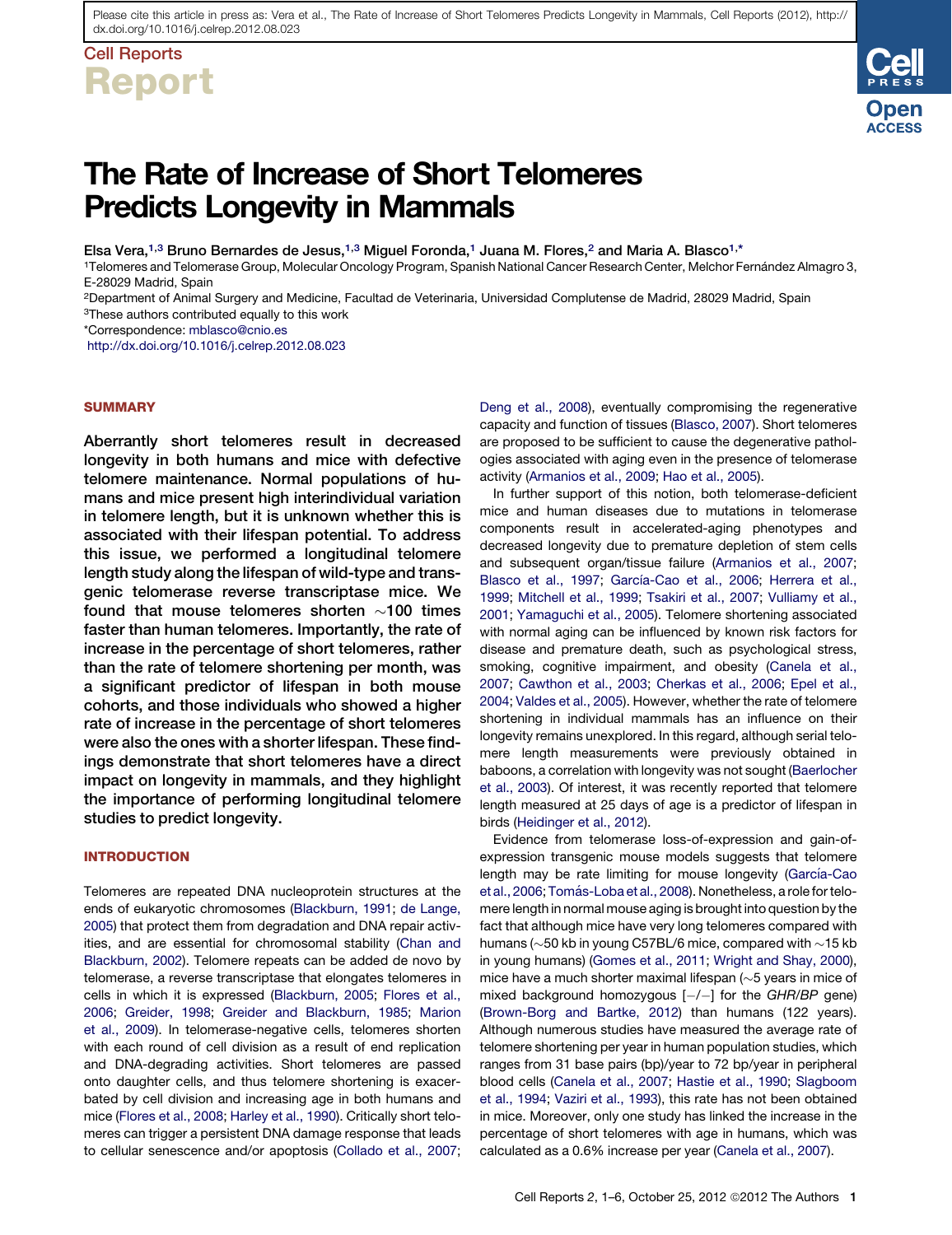Please cite this article in press as: Vera et al., The Rate of Increase of Short Telomeres Predicts Longevity in Mammals, Cell Reports (2012), http://dx.doi.org/10.1016/j.celrep.2012.08.023

Cell Reports

Report

# The Rate of Increase of Short Telomeres Predicts Longevity in Mammals

Elsa Vera,[1,3] Bruno Bernardes de Jesus,[1,3] Miguel Foronda,[1] Juana M. Flores,[2] and Maria A. Blasco[1,*]

[1]Telomeres and Telomerase Group, Molecular Oncology Program, Spanish National Cancer Research Center, Melchor Fernández Almagro 3, E-28029 Madrid, Spain

[2]Department of Animal Surgery and Medicine, Facultad de Veterinaria, Universidad Complutense de Madrid, 28029 Madrid, Spain

[3]These authors contributed equally to this work

*Correspondence: mblasco@cnio.es

http://dx.doi.org/10.1016/j.celrep.2012.08.023

## SUMMARY

**Aberrantly short telomeres result in decreased longevity in both humans and mice with defective telomere maintenance. Normal populations of humans and mice present high interindividual variation in telomere length, but it is unknown whether this is associated with their lifespan potential. To address this issue, we performed a longitudinal telomere length study along the lifespan of wild-type and transgenic telomerase reverse transcriptase mice. We found that mouse telomeres shorten ~100 times faster than human telomeres. Importantly, the rate of increase in the percentage of short telomeres, rather than the rate of telomere shortening per month, was a significant predictor of lifespan in both mouse cohorts, and those individuals who showed a higher rate of increase in the percentage of short telomeres were also the ones with a shorter lifespan. These findings demonstrate that short telomeres have a direct impact on longevity in mammals, and they highlight the importance of performing longitudinal telomere studies to predict longevity.**

## INTRODUCTION

Telomeres are repeated DNA nucleoprotein structures at the ends of eukaryotic chromosomes (Blackburn, 1991; de Lange, 2005) that protect them from degradation and DNA repair activities, and are essential for chromosomal stability (Chan and Blackburn, 2002). Telomere repeats can be added de novo by telomerase, a reverse transcriptase that elongates telomeres in cells in which it is expressed (Blackburn, 2005; Flores et al., 2006; Greider, 1998; Greider and Blackburn, 1985; Marion et al., 2009). In telomerase-negative cells, telomeres shorten with each round of cell division as a result of end replication and DNA-degrading activities. Short telomeres are passed onto daughter cells, and thus telomere shortening is exacerbated by cell division and increasing age in both humans and mice (Flores et al., 2008; Harley et al., 1990). Critically short telomeres can trigger a persistent DNA damage response that leads to cellular senescence and/or apoptosis (Collado et al., 2007; Deng et al., 2008), eventually compromising the regenerative capacity and function of tissues (Blasco, 2007). Short telomeres are proposed to be sufficient to cause the degenerative pathologies associated with aging even in the presence of telomerase activity (Armanios et al., 2009; Hao et al., 2005).

In further support of this notion, both telomerase-deficient mice and human diseases due to mutations in telomerase components result in accelerated-aging phenotypes and decreased longevity due to premature depletion of stem cells and subsequent organ/tissue failure (Armanios et al., 2007; Blasco et al., 1997; García-Cao et al., 2006; Herrera et al., 1999; Mitchell et al., 1999; Tsakiri et al., 2007; Vulliamy et al., 2001; Yamaguchi et al., 2005). Telomere shortening associated with normal aging can be influenced by known risk factors for disease and premature death, such as psychological stress, smoking, cognitive impairment, and obesity (Canela et al., 2007; Cawthon et al., 2003; Cherkas et al., 2006; Epel et al., 2004; Valdes et al., 2005). However, whether the rate of telomere shortening in individual mammals has an influence on their longevity remains unexplored. In this regard, although serial telomere length measurements were previously obtained in baboons, a correlation with longevity was not sought (Baerlocher et al., 2003). Of interest, it was recently reported that telomere length measured at 25 days of age is a predictor of lifespan in birds (Heidinger et al., 2012).

Evidence from telomerase loss-of-expression and gain-of-expression transgenic mouse models suggests that telomere length may be rate limiting for mouse longevity (García-Cao et al., 2006; Tomás-Loba et al., 2008). Nonetheless, a role for telomere length in normal mouse aging is brought into question by the fact that although mice have very long telomeres compared with humans (~50 kb in young C57BL/6 mice, compared with ~15 kb in young humans) (Gomes et al., 2011; Wright and Shay, 2000), mice have a much shorter maximal lifespan (~5 years in mice of mixed background homozygous [−/−] for the *GHR/BP* gene) (Brown-Borg and Bartke, 2012) than humans (122 years). Although numerous studies have measured the average rate of telomere shortening per year in human population studies, which ranges from 31 base pairs (bp)/year to 72 bp/year in peripheral blood cells (Canela et al., 2007; Hastie et al., 1990; Slagboom et al., 1994; Vaziri et al., 1993), this rate has not been obtained in mice. Moreover, only one study has linked the increase in the percentage of short telomeres with age in humans, which was calculated as a 0.6% increase per year (Canela et al., 2007).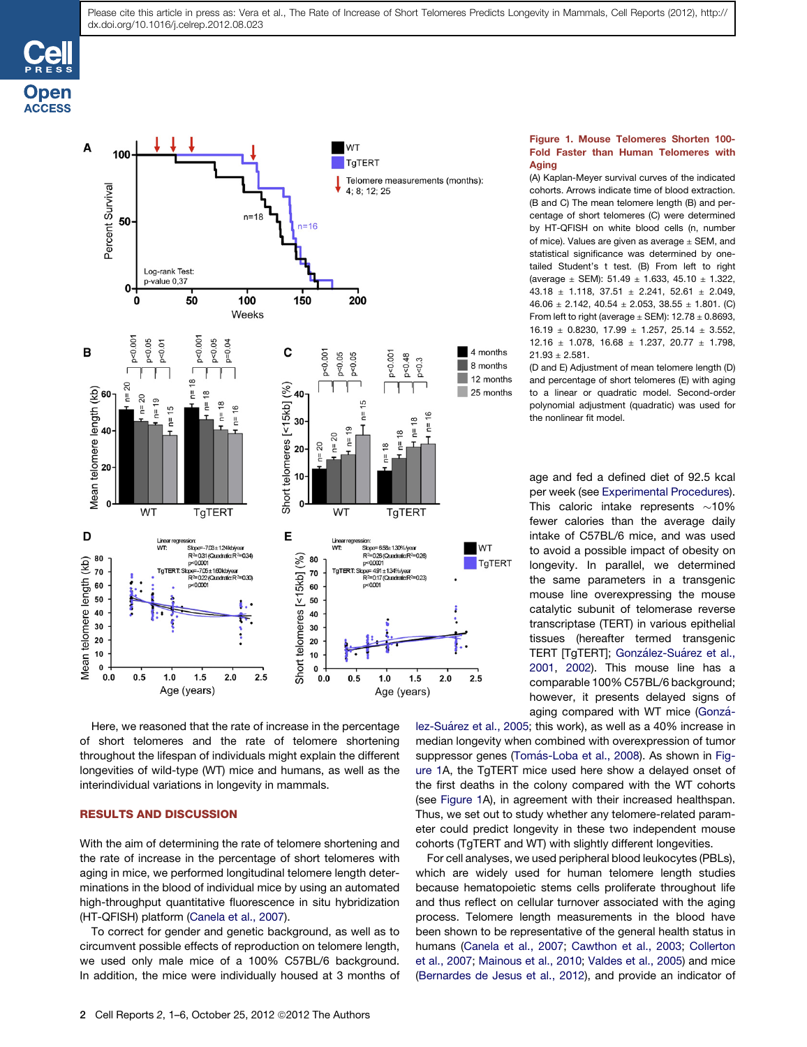**Figure 1. Mouse Telomeres Shorten 100-Fold Faster than Human Telomeres with Aging**

(A) Kaplan-Meyer survival curves of the indicated cohorts. Arrows indicate time of blood extraction.
(B and C) The mean telomere length (B) and percentage of short telomeres (C) were determined by HT-QFISH on white blood cells (n, number of mice). Values are given as average ± SEM, and statistical significance was determined by one-tailed Student's t test. (B) From left to right (average ± SEM): 51.49 ± 1.633, 45.10 ± 1.322, 43.18 ± 1.118, 37.51 ± 2.241, 52.61 ± 2.049, 46.06 ± 2.142, 40.54 ± 2.053, 38.55 ± 1.801. (C) From left to right (average ± SEM): 12.78 ± 0.8693, 16.19 ± 0.8230, 17.99 ± 1.257, 25.14 ± 3.552, 12.16 ± 1.078, 16.68 ± 1.237, 20.77 ± 1.798, 21.93 ± 2.581.
(D and E) Adjustment of mean telomere length (D) and percentage of short telomeres (E) with aging to a linear or quadratic model. Second-order polynomial adjustment (quadratic) was used for the nonlinear fit model.

Here, we reasoned that the rate of increase in the percentage of short telomeres and the rate of telomere shortening throughout the lifespan of individuals might explain the different longevities of wild-type (WT) mice and humans, as well as the interindividual variations in longevity in mammals.

## RESULTS AND DISCUSSION

With the aim of determining the rate of telomere shortening and the rate of increase in the percentage of short telomeres with aging in mice, we performed longitudinal telomere length determinations in the blood of individual mice by using an automated high-throughput quantitative fluorescence in situ hybridization (HT-QFISH) platform (Canela et al., 2007).

To correct for gender and genetic background, as well as to circumvent possible effects of reproduction on telomere length, we used only male mice of a 100% C57BL/6 background. In addition, the mice were individually housed at 3 months of age and fed a defined diet of 92.5 kcal per week (see Experimental Procedures). This caloric intake represents ∼10% fewer calories than the average daily intake of C57BL/6 mice, and was used to avoid a possible impact of obesity on longevity. In parallel, we determined the same parameters in a transgenic mouse line overexpressing the mouse catalytic subunit of telomerase reverse transcriptase (TERT) in various epithelial tissues (hereafter termed transgenic TERT [TgTERT]; González-Suárez et al., 2001, 2002). This mouse line has a comparable 100% C57BL/6 background; however, it presents delayed signs of aging compared with WT mice (González-Suárez et al., 2005; this work), as well as a 40% increase in median longevity when combined with overexpression of tumor suppressor genes (Tomás-Loba et al., 2008). As shown in Figure 1A, the TgTERT mice used here show a delayed onset of the first deaths in the colony compared with the WT cohorts (see Figure 1A), in agreement with their increased healthspan. Thus, we set out to study whether any telomere-related parameter could predict longevity in these two independent mouse cohorts (TgTERT and WT) with slightly different longevities.

For cell analyses, we used peripheral blood leukocytes (PBLs), which are widely used for human telomere length studies because hematopoietic stems cells proliferate throughout life and thus reflect on cellular turnover associated with the aging process. Telomere length measurements in the blood have been shown to be representative of the general health status in humans (Canela et al., 2007; Cawthon et al., 2003; Collerton et al., 2007; Mainous et al., 2010; Valdes et al., 2005) and mice (Bernardes de Jesus et al., 2012), and provide an indicator of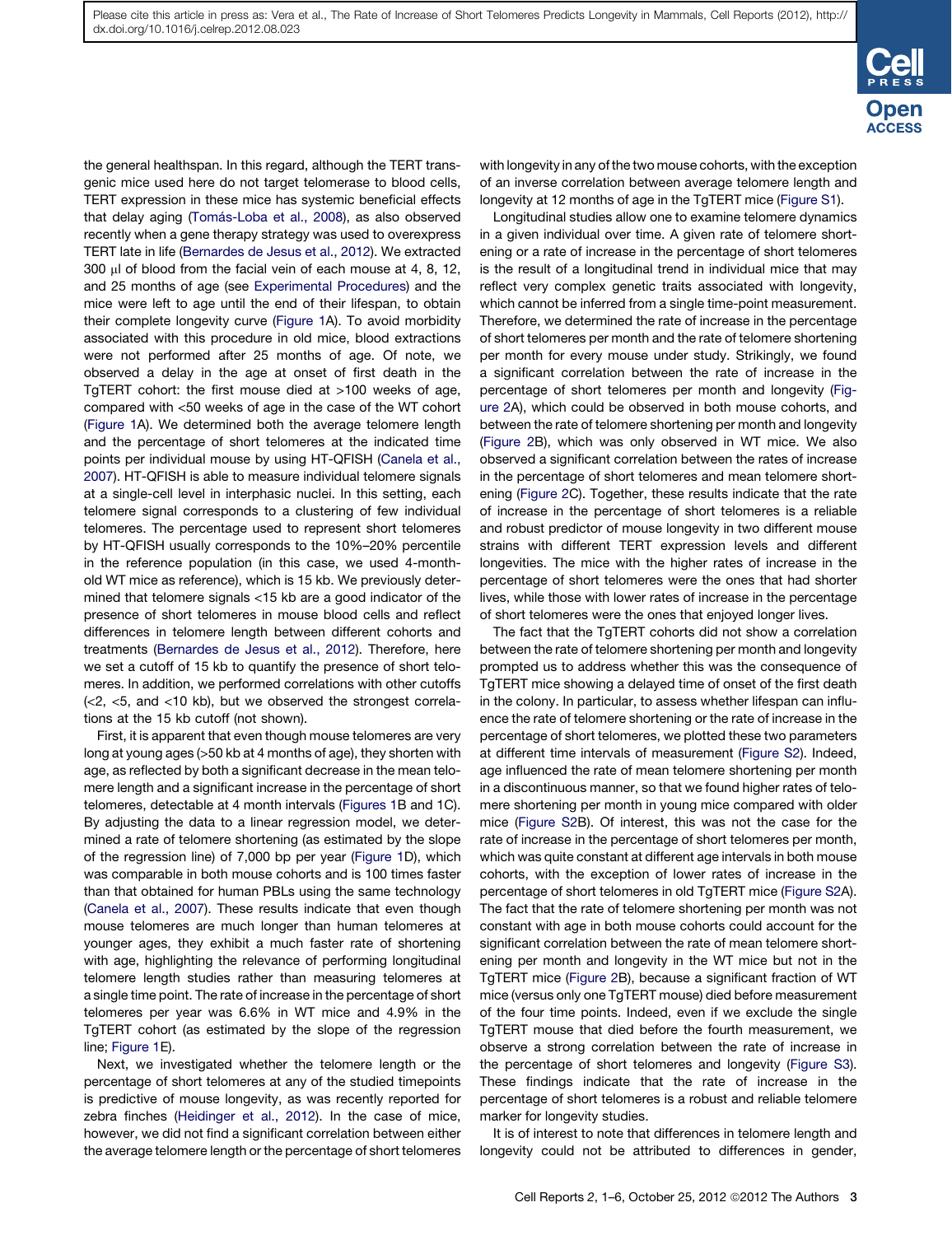the general healthspan. In this regard, although the TERT transgenic mice used here do not target telomerase to blood cells, TERT expression in these mice has systemic beneficial effects that delay aging (Tomás-Loba et al., 2008), as also observed recently when a gene therapy strategy was used to overexpress TERT late in life (Bernardes de Jesus et al., 2012). We extracted 300 μl of blood from the facial vein of each mouse at 4, 8, 12, and 25 months of age (see Experimental Procedures) and the mice were left to age until the end of their lifespan, to obtain their complete longevity curve (Figure 1A). To avoid morbidity associated with this procedure in old mice, blood extractions were not performed after 25 months of age. Of note, we observed a delay in the age at onset of first death in the TgTERT cohort: the first mouse died at >100 weeks of age, compared with <50 weeks of age in the case of the WT cohort (Figure 1A). We determined both the average telomere length and the percentage of short telomeres at the indicated time points per individual mouse by using HT-QFISH (Canela et al., 2007). HT-QFISH is able to measure individual telomere signals at a single-cell level in interphasic nuclei. In this setting, each telomere signal corresponds to a clustering of few individual telomeres. The percentage used to represent short telomeres by HT-QFISH usually corresponds to the 10%–20% percentile in the reference population (in this case, we used 4-month-old WT mice as reference), which is 15 kb. We previously determined that telomere signals <15 kb are a good indicator of the presence of short telomeres in mouse blood cells and reflect differences in telomere length between different cohorts and treatments (Bernardes de Jesus et al., 2012). Therefore, here we set a cutoff of 15 kb to quantify the presence of short telomeres. In addition, we performed correlations with other cutoffs (<2, <5, and <10 kb), but we observed the strongest correlations at the 15 kb cutoff (not shown).

First, it is apparent that even though mouse telomeres are very long at young ages (>50 kb at 4 months of age), they shorten with age, as reflected by both a significant decrease in the mean telomere length and a significant increase in the percentage of short telomeres, detectable at 4 month intervals (Figures 1B and 1C). By adjusting the data to a linear regression model, we determined a rate of telomere shortening (as estimated by the slope of the regression line) of 7,000 bp per year (Figure 1D), which was comparable in both mouse cohorts and is 100 times faster than that obtained for human PBLs using the same technology (Canela et al., 2007). These results indicate that even though mouse telomeres are much longer than human telomeres at younger ages, they exhibit a much faster rate of shortening with age, highlighting the relevance of performing longitudinal telomere length studies rather than measuring telomeres at a single time point. The rate of increase in the percentage of short telomeres per year was 6.6% in WT mice and 4.9% in the TgTERT cohort (as estimated by the slope of the regression line; Figure 1E).

Next, we investigated whether the telomere length or the percentage of short telomeres at any of the studied timepoints is predictive of mouse longevity, as was recently reported for zebra finches (Heidinger et al., 2012). In the case of mice, however, we did not find a significant correlation between either the average telomere length or the percentage of short telomeres with longevity in any of the two mouse cohorts, with the exception of an inverse correlation between average telomere length and longevity at 12 months of age in the TgTERT mice (Figure S1).

Longitudinal studies allow one to examine telomere dynamics in a given individual over time. A given rate of telomere shortening or a rate of increase in the percentage of short telomeres is the result of a longitudinal trend in individual mice that may reflect very complex genetic traits associated with longevity, which cannot be inferred from a single time-point measurement. Therefore, we determined the rate of increase in the percentage of short telomeres per month and the rate of telomere shortening per month for every mouse under study. Strikingly, we found a significant correlation between the rate of increase in the percentage of short telomeres per month and longevity (Figure 2A), which could be observed in both mouse cohorts, and between the rate of telomere shortening per month and longevity (Figure 2B), which was only observed in WT mice. We also observed a significant correlation between the rates of increase in the percentage of short telomeres and mean telomere shortening (Figure 2C). Together, these results indicate that the rate of increase in the percentage of short telomeres is a reliable and robust predictor of mouse longevity in two different mouse strains with different TERT expression levels and different longevities. The mice with the higher rates of increase in the percentage of short telomeres were the ones that had shorter lives, while those with lower rates of increase in the percentage of short telomeres were the ones that enjoyed longer lives.

The fact that the TgTERT cohorts did not show a correlation between the rate of telomere shortening per month and longevity prompted us to address whether this was the consequence of TgTERT mice showing a delayed time of onset of the first death in the colony. In particular, to assess whether lifespan can influence the rate of telomere shortening or the rate of increase in the percentage of short telomeres, we plotted these two parameters at different time intervals of measurement (Figure S2). Indeed, age influenced the rate of mean telomere shortening per month in a discontinuous manner, so that we found higher rates of telomere shortening per month in young mice compared with older mice (Figure S2B). Of interest, this was not the case for the rate of increase in the percentage of short telomeres per month, which was quite constant at different age intervals in both mouse cohorts, with the exception of lower rates of increase in the percentage of short telomeres in old TgTERT mice (Figure S2A). The fact that the rate of telomere shortening per month was not constant with age in both mouse cohorts could account for the significant correlation between the rate of mean telomere shortening per month and longevity in the WT mice but not in the TgTERT mice (Figure 2B), because a significant fraction of WT mice (versus only one TgTERT mouse) died before measurement of the four time points. Indeed, even if we exclude the single TgTERT mouse that died before the fourth measurement, we observe a strong correlation between the rate of increase in the percentage of short telomeres and longevity (Figure S3). These findings indicate that the rate of increase in the percentage of short telomeres is a robust and reliable telomere marker for longevity studies.

It is of interest to note that differences in telomere length and longevity could not be attributed to differences in gender,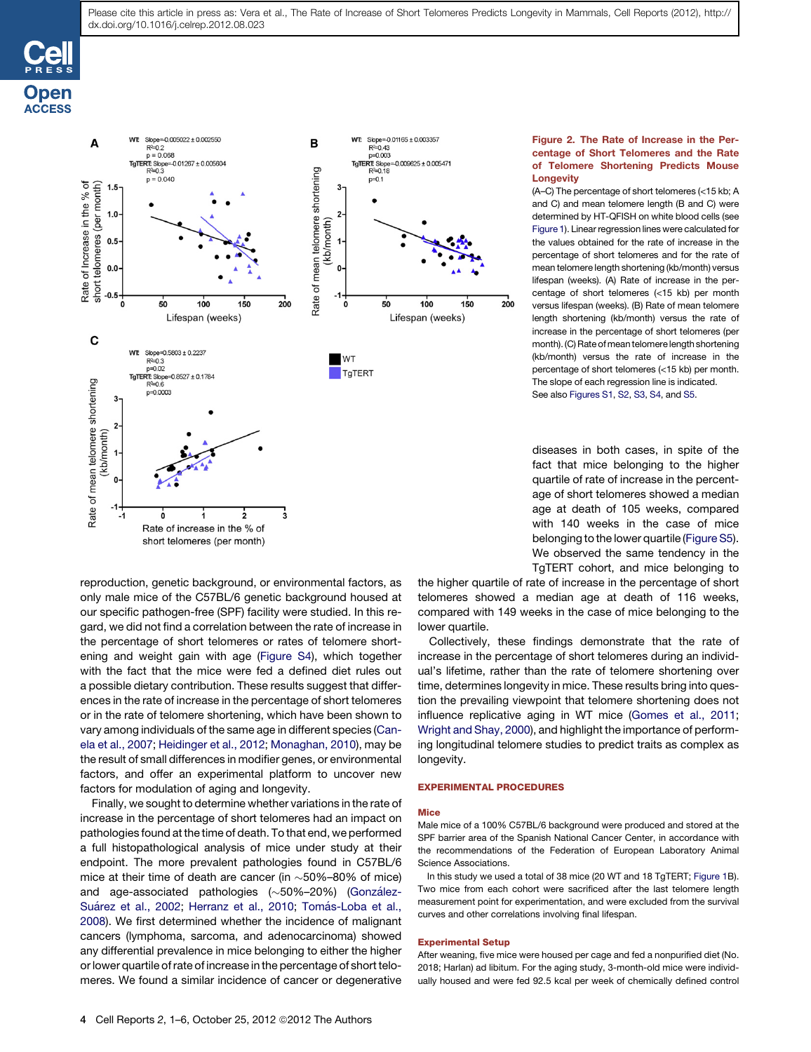**Figure 2. The Rate of Increase in the Percentage of Short Telomeres and the Rate of Telomere Shortening Predicts Mouse Longevity**

(A–C) The percentage of short telomeres (<15 kb; A and C) and mean telomere length (B and C) were determined by HT-QFISH on white blood cells (see Figure 1). Linear regression lines were calculated for the values obtained for the rate of increase in the percentage of short telomeres and for the rate of mean telomere length shortening (kb/month) versus lifespan (weeks). (A) Rate of increase in the percentage of short telomeres (<15 kb) per month versus lifespan (weeks). (B) Rate of mean telomere length shortening (kb/month) versus the rate of increase in the percentage of short telomeres (per month). (C) Rate of mean telomere length shortening (kb/month) versus the rate of increase in the percentage of short telomeres (<15 kb) per month. The slope of each regression line is indicated. See also Figures S1, S2, S3, S4, and S5.

reproduction, genetic background, or environmental factors, as only male mice of the C57BL/6 genetic background housed at our specific pathogen-free (SPF) facility were studied. In this regard, we did not find a correlation between the rate of increase in the percentage of short telomeres or rates of telomere shortening and weight gain with age (Figure S4), which together with the fact that the mice were fed a defined diet rules out a possible dietary contribution. These results suggest that differences in the rate of increase in the percentage of short telomeres or in the rate of telomere shortening, which have been shown to vary among individuals of the same age in different species (Canela et al., 2007; Heidinger et al., 2012; Monaghan, 2010), may be the result of small differences in modifier genes, or environmental factors, and offer an experimental platform to uncover new factors for modulation of aging and longevity.

Finally, we sought to determine whether variations in the rate of increase in the percentage of short telomeres had an impact on pathologies found at the time of death. To that end, we performed a full histopathological analysis of mice under study at their endpoint. The more prevalent pathologies found in C57BL/6 mice at their time of death are cancer (in ~50%–80% of mice) and age-associated pathologies (~50%–20%) (González-Suárez et al., 2002; Herranz et al., 2010; Tomás-Loba et al., 2008). We first determined whether the incidence of malignant cancers (lymphoma, sarcoma, and adenocarcinoma) showed any differential prevalence in mice belonging to either the higher or lower quartile of rate of increase in the percentage of short telomeres. We found a similar incidence of cancer or degenerative diseases in both cases, in spite of the fact that mice belonging to the higher quartile of rate of increase in the percentage of short telomeres showed a median age at death of 105 weeks, compared with 140 weeks in the case of mice belonging to the lower quartile (Figure S5). We observed the same tendency in the TgTERT cohort, and mice belonging to the higher quartile of rate of increase in the percentage of short telomeres showed a median age at death of 116 weeks, compared with 149 weeks in the case of mice belonging to the lower quartile.

Collectively, these findings demonstrate that the rate of increase in the percentage of short telomeres during an individual's lifetime, rather than the rate of telomere shortening over time, determines longevity in mice. These results bring into question the prevailing viewpoint that telomere shortening does not influence replicative aging in WT mice (Gomes et al., 2011; Wright and Shay, 2000), and highlight the importance of performing longitudinal telomere studies to predict traits as complex as longevity.

## EXPERIMENTAL PROCEDURES

### Mice

Male mice of a 100% C57BL/6 background were produced and stored at the SPF barrier area of the Spanish National Cancer Center, in accordance with the recommendations of the Federation of European Laboratory Animal Science Associations.

In this study we used a total of 38 mice (20 WT and 18 TgTERT; Figure 1B). Two mice from each cohort were sacrificed after the last telomere length measurement point for experimentation, and were excluded from the survival curves and other correlations involving final lifespan.

### Experimental Setup

After weaning, five mice were housed per cage and fed a nonpurified diet (No. 2018; Harlan) ad libitum. For the aging study, 3-month-old mice were individually housed and were fed 92.5 kcal per week of chemically defined control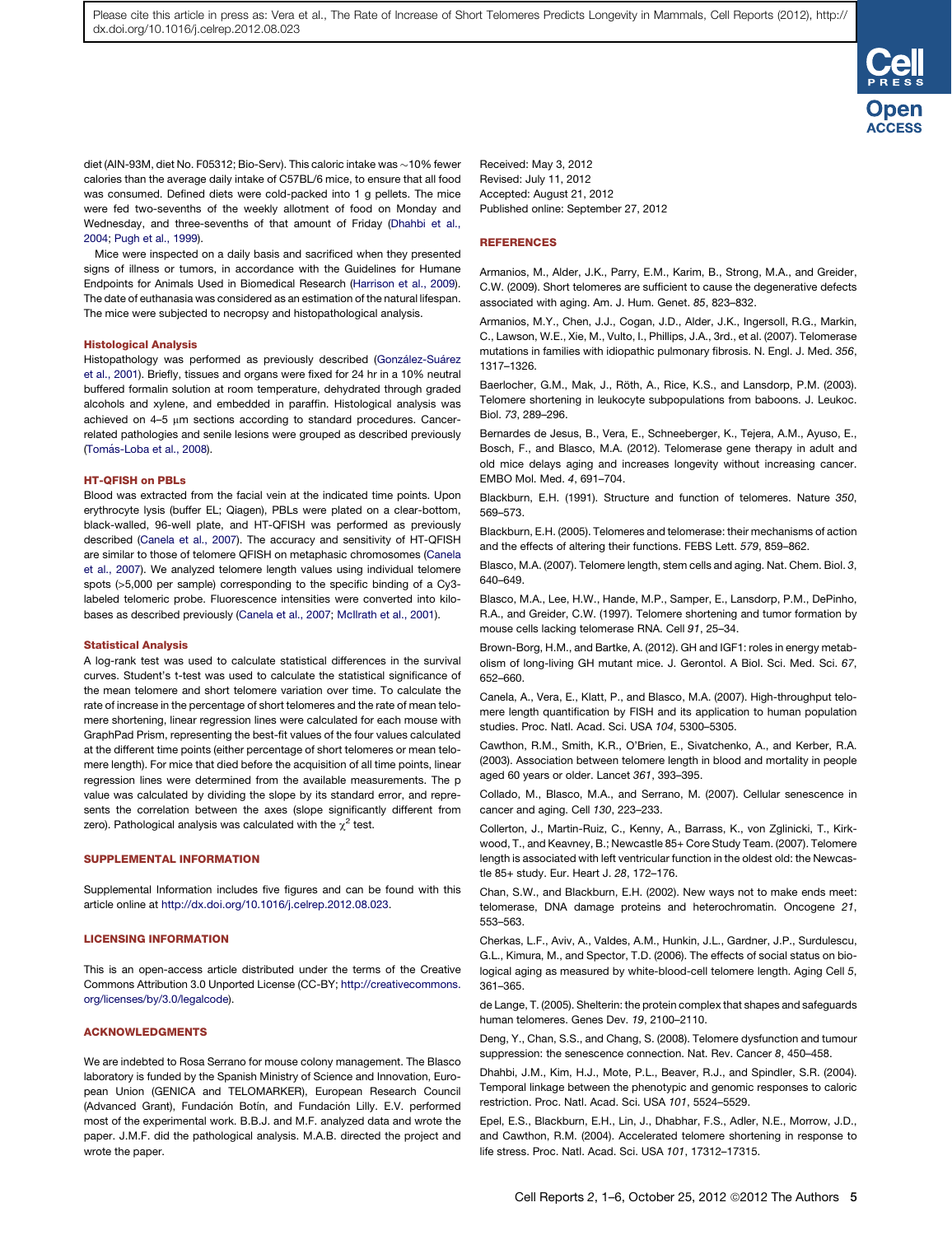diet (AIN-93M, diet No. F05312; Bio-Serv). This caloric intake was ~10% fewer calories than the average daily intake of C57BL/6 mice, to ensure that all food was consumed. Defined diets were cold-packed into 1 g pellets. The mice were fed two-sevenths of the weekly allotment of food on Monday and Wednesday, and three-sevenths of that amount of Friday (Dhahbi et al., 2004; Pugh et al., 1999).

Mice were inspected on a daily basis and sacrificed when they presented signs of illness or tumors, in accordance with the Guidelines for Humane Endpoints for Animals Used in Biomedical Research (Harrison et al., 2009). The date of euthanasia was considered as an estimation of the natural lifespan. The mice were subjected to necropsy and histopathological analysis.

### Histological Analysis

Histopathology was performed as previously described (González-Suárez et al., 2001). Briefly, tissues and organs were fixed for 24 hr in a 10% neutral buffered formalin solution at room temperature, dehydrated through graded alcohols and xylene, and embedded in paraffin. Histological analysis was achieved on 4–5 μm sections according to standard procedures. Cancer-related pathologies and senile lesions were grouped as described previously (Tomás-Loba et al., 2008).

### HT-QFISH on PBLs

Blood was extracted from the facial vein at the indicated time points. Upon erythrocyte lysis (buffer EL; Qiagen), PBLs were plated on a clear-bottom, black-walled, 96-well plate, and HT-QFISH was performed as previously described (Canela et al., 2007). The accuracy and sensitivity of HT-QFISH are similar to those of telomere QFISH on metaphasic chromosomes (Canela et al., 2007). We analyzed telomere length values using individual telomere spots (>5,000 per sample) corresponding to the specific binding of a Cy3-labeled telomeric probe. Fluorescence intensities were converted into kilobases as described previously (Canela et al., 2007; McIlrath et al., 2001).

### Statistical Analysis

A log-rank test was used to calculate statistical differences in the survival curves. Student's t-test was used to calculate the statistical significance of the mean telomere and short telomere variation over time. To calculate the rate of increase in the percentage of short telomeres and the rate of mean telomere shortening, linear regression lines were calculated for each mouse with GraphPad Prism, representing the best-fit values of the four values calculated at the different time points (either percentage of short telomeres or mean telomere length). For mice that died before the acquisition of all time points, linear regression lines were determined from the available measurements. The p value was calculated by dividing the slope by its standard error, and represents the correlation between the axes (slope significantly different from zero). Pathological analysis was calculated with the $\chi^2$ test.

## SUPPLEMENTAL INFORMATION

Supplemental Information includes five figures and can be found with this article online at http://dx.doi.org/10.1016/j.celrep.2012.08.023.

## LICENSING INFORMATION

This is an open-access article distributed under the terms of the Creative Commons Attribution 3.0 Unported License (CC-BY; http://creativecommons.org/licenses/by/3.0/legalcode).

## ACKNOWLEDGMENTS

We are indebted to Rosa Serrano for mouse colony management. The Blasco laboratory is funded by the Spanish Ministry of Science and Innovation, European Union (GENICA and TELOMARKER), European Research Council (Advanced Grant), Fundación Botín, and Fundación Lilly. E.V. performed most of the experimental work. B.B.J. and M.F. analyzed data and wrote the paper. J.M.F. did the pathological analysis. M.A.B. directed the project and wrote the paper.

Received: May 3, 2012
Revised: July 11, 2012
Accepted: August 21, 2012
Published online: September 27, 2012

## REFERENCES

Armanios, M., Alder, J.K., Parry, E.M., Karim, B., Strong, M.A., and Greider, C.W. (2009). Short telomeres are sufficient to cause the degenerative defects associated with aging. Am. J. Hum. Genet. *85*, 823–832.

Armanios, M.Y., Chen, J.J., Cogan, J.D., Alder, J.K., Ingersoll, R.G., Markin, C., Lawson, W.E., Xie, M., Vulto, I., Phillips, J.A., 3rd., et al. (2007). Telomerase mutations in families with idiopathic pulmonary fibrosis. N. Engl. J. Med. *356*, 1317–1326.

Baerlocher, G.M., Mak, J., Röth, A., Rice, K.S., and Lansdorp, P.M. (2003). Telomere shortening in leukocyte subpopulations from baboons. J. Leukoc. Biol. *73*, 289–296.

Bernardes de Jesus, B., Vera, E., Schneeberger, K., Tejera, A.M., Ayuso, E., Bosch, F., and Blasco, M.A. (2012). Telomerase gene therapy in adult and old mice delays aging and increases longevity without increasing cancer. EMBO Mol. Med. *4*, 691–704.

Blackburn, E.H. (1991). Structure and function of telomeres. Nature *350*, 569–573.

Blackburn, E.H. (2005). Telomeres and telomerase: their mechanisms of action and the effects of altering their functions. FEBS Lett. *579*, 859–862.

Blasco, M.A. (2007). Telomere length, stem cells and aging. Nat. Chem. Biol. *3*, 640–649.

Blasco, M.A., Lee, H.W., Hande, M.P., Samper, E., Lansdorp, P.M., DePinho, R.A., and Greider, C.W. (1997). Telomere shortening and tumor formation by mouse cells lacking telomerase RNA. Cell *91*, 25–34.

Brown-Borg, H.M., and Bartke, A. (2012). GH and IGF1: roles in energy metabolism of long-living GH mutant mice. J. Gerontol. A Biol. Sci. Med. Sci. *67*, 652–660.

Canela, A., Vera, E., Klatt, P., and Blasco, M.A. (2007). High-throughput telomere length quantification by FISH and its application to human population studies. Proc. Natl. Acad. Sci. USA *104*, 5300–5305.

Cawthon, R.M., Smith, K.R., O'Brien, E., Sivatchenko, A., and Kerber, R.A. (2003). Association between telomere length in blood and mortality in people aged 60 years or older. Lancet *361*, 393–395.

Collado, M., Blasco, M.A., and Serrano, M. (2007). Cellular senescence in cancer and aging. Cell *130*, 223–233.

Collerton, J., Martin-Ruiz, C., Kenny, A., Barrass, K., von Zglinicki, T., Kirkwood, T., and Keavney, B.; Newcastle 85+ Core Study Team. (2007). Telomere length is associated with left ventricular function in the oldest old: the Newcastle 85+ study. Eur. Heart J. *28*, 172–176.

Chan, S.W., and Blackburn, E.H. (2002). New ways not to make ends meet: telomerase, DNA damage proteins and heterochromatin. Oncogene *21*, 553–563.

Cherkas, L.F., Aviv, A., Valdes, A.M., Hunkin, J.L., Gardner, J.P., Surdulescu, G.L., Kimura, M., and Spector, T.D. (2006). The effects of social status on biological aging as measured by white-blood-cell telomere length. Aging Cell *5*, 361–365.

de Lange, T. (2005). Shelterin: the protein complex that shapes and safeguards human telomeres. Genes Dev. *19*, 2100–2110.

Deng, Y., Chan, S.S., and Chang, S. (2008). Telomere dysfunction and tumour suppression: the senescence connection. Nat. Rev. Cancer *8*, 450–458.

Dhahbi, J.M., Kim, H.J., Mote, P.L., Beaver, R.J., and Spindler, S.R. (2004). Temporal linkage between the phenotypic and genomic responses to caloric restriction. Proc. Natl. Acad. Sci. USA *101*, 5524–5529.

Epel, E.S., Blackburn, E.H., Lin, J., Dhabhar, F.S., Adler, N.E., Morrow, J.D., and Cawthon, R.M. (2004). Accelerated telomere shortening in response to life stress. Proc. Natl. Acad. Sci. USA *101*, 17312–17315.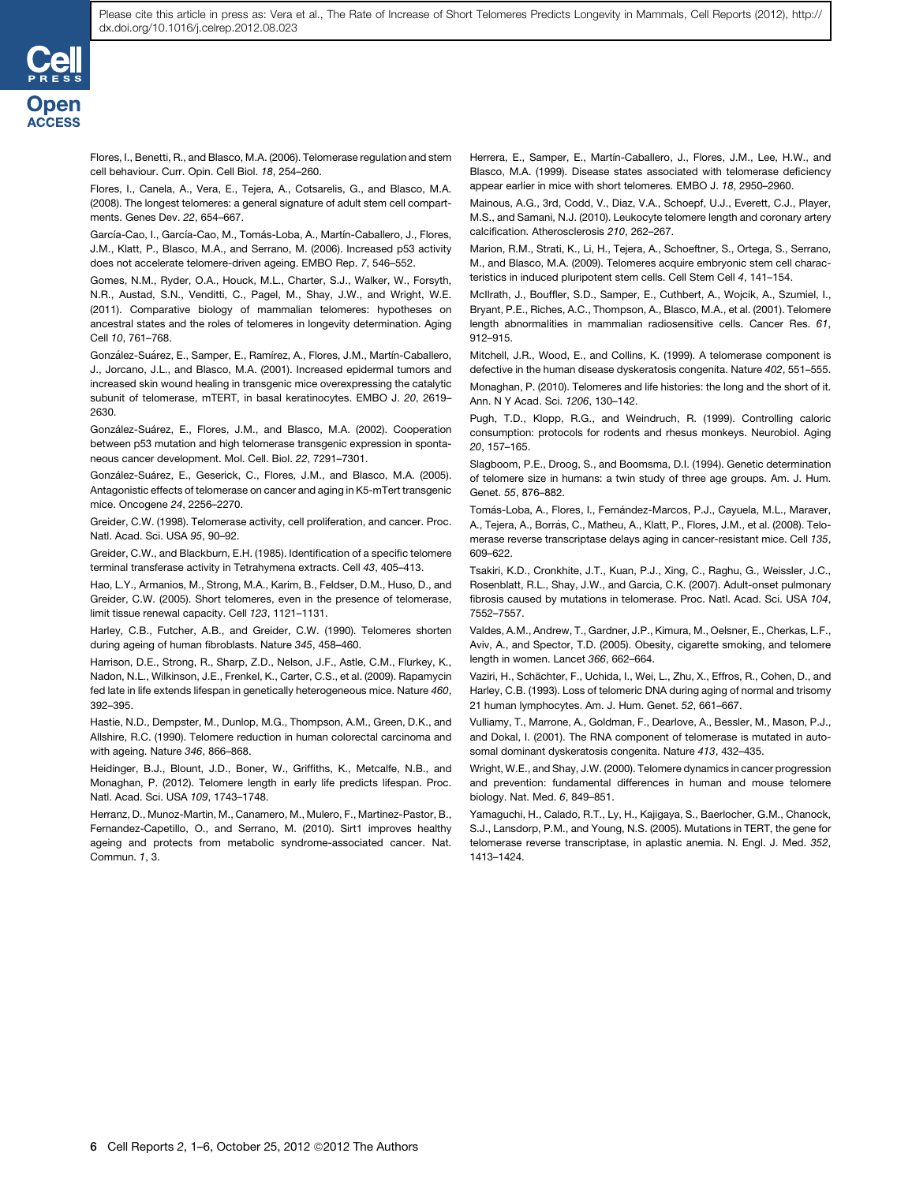Flores, I., Benetti, R., and Blasco, M.A. (2006). Telomerase regulation and stem cell behaviour. Curr. Opin. Cell Biol. *18*, 254–260.

Flores, I., Canela, A., Vera, E., Tejera, A., Cotsarelis, G., and Blasco, M.A. (2008). The longest telomeres: a general signature of adult stem cell compartments. Genes Dev. *22*, 654–667.

García-Cao, I., García-Cao, M., Tomás-Loba, A., Martín-Caballero, J., Flores, J.M., Klatt, P., Blasco, M.A., and Serrano, M. (2006). Increased p53 activity does not accelerate telomere-driven ageing. EMBO Rep. *7*, 546–552.

Gomes, N.M., Ryder, O.A., Houck, M.L., Charter, S.J., Walker, W., Forsyth, N.R., Austad, S.N., Venditti, C., Pagel, M., Shay, J.W., and Wright, W.E. (2011). Comparative biology of mammalian telomeres: hypotheses on ancestral states and the roles of telomeres in longevity determination. Aging Cell *10*, 761–768.

González-Suárez, E., Samper, E., Ramírez, A., Flores, J.M., Martín-Caballero, J., Jorcano, J.L., and Blasco, M.A. (2001). Increased epidermal tumors and increased skin wound healing in transgenic mice overexpressing the catalytic subunit of telomerase, mTERT, in basal keratinocytes. EMBO J. *20*, 2619–2630.

González-Suárez, E., Flores, J.M., and Blasco, M.A. (2002). Cooperation between p53 mutation and high telomerase transgenic expression in spontaneous cancer development. Mol. Cell. Biol. *22*, 7291–7301.

González-Suárez, E., Geserick, C., Flores, J.M., and Blasco, M.A. (2005). Antagonistic effects of telomerase on cancer and aging in K5-mTert transgenic mice. Oncogene *24*, 2256–2270.

Greider, C.W. (1998). Telomerase activity, cell proliferation, and cancer. Proc. Natl. Acad. Sci. USA *95*, 90–92.

Greider, C.W., and Blackburn, E.H. (1985). Identification of a specific telomere terminal transferase activity in Tetrahymena extracts. Cell *43*, 405–413.

Hao, L.Y., Armanios, M., Strong, M.A., Karim, B., Feldser, D.M., Huso, D., and Greider, C.W. (2005). Short telomeres, even in the presence of telomerase, limit tissue renewal capacity. Cell *123*, 1121–1131.

Harley, C.B., Futcher, A.B., and Greider, C.W. (1990). Telomeres shorten during ageing of human fibroblasts. Nature *345*, 458–460.

Harrison, D.E., Strong, R., Sharp, Z.D., Nelson, J.F., Astle, C.M., Flurkey, K., Nadon, N.L., Wilkinson, J.E., Frenkel, K., Carter, C.S., et al. (2009). Rapamycin fed late in life extends lifespan in genetically heterogeneous mice. Nature *460*, 392–395.

Hastie, N.D., Dempster, M., Dunlop, M.G., Thompson, A.M., Green, D.K., and Allshire, R.C. (1990). Telomere reduction in human colorectal carcinoma and with ageing. Nature *346*, 866–868.

Heidinger, B.J., Blount, J.D., Boner, W., Griffiths, K., Metcalfe, N.B., and Monaghan, P. (2012). Telomere length in early life predicts lifespan. Proc. Natl. Acad. Sci. USA *109*, 1743–1748.

Herranz, D., Munoz-Martin, M., Canamero, M., Mulero, F., Martinez-Pastor, B., Fernandez-Capetillo, O., and Serrano, M. (2010). Sirt1 improves healthy ageing and protects from metabolic syndrome-associated cancer. Nat. Commun. *1*, 3.

Herrera, E., Samper, E., Martín-Caballero, J., Flores, J.M., Lee, H.W., and Blasco, M.A. (1999). Disease states associated with telomerase deficiency appear earlier in mice with short telomeres. EMBO J. *18*, 2950–2960.

Mainous, A.G., 3rd, Codd, V., Diaz, V.A., Schoepf, U.J., Everett, C.J., Player, M.S., and Samani, N.J. (2010). Leukocyte telomere length and coronary artery calcification. Atherosclerosis *210*, 262–267.

Marion, R.M., Strati, K., Li, H., Tejera, A., Schoeftner, S., Ortega, S., Serrano, M., and Blasco, M.A. (2009). Telomeres acquire embryonic stem cell characteristics in induced pluripotent stem cells. Cell Stem Cell *4*, 141–154.

McIlrath, J., Bouffler, S.D., Samper, E., Cuthbert, A., Wojcik, A., Szumiel, I., Bryant, P.E., Riches, A.C., Thompson, A., Blasco, M.A., et al. (2001). Telomere length abnormalities in mammalian radiosensitive cells. Cancer Res. *61*, 912–915.

Mitchell, J.R., Wood, E., and Collins, K. (1999). A telomerase component is defective in the human disease dyskeratosis congenita. Nature *402*, 551–555.

Monaghan, P. (2010). Telomeres and life histories: the long and the short of it. Ann. N Y Acad. Sci. *1206*, 130–142.

Pugh, T.D., Klopp, R.G., and Weindruch, R. (1999). Controlling caloric consumption: protocols for rodents and rhesus monkeys. Neurobiol. Aging *20*, 157–165.

Slagboom, P.E., Droog, S., and Boomsma, D.I. (1994). Genetic determination of telomere size in humans: a twin study of three age groups. Am. J. Hum. Genet. *55*, 876–882.

Tomás-Loba, A., Flores, I., Fernández-Marcos, P.J., Cayuela, M.L., Maraver, A., Tejera, A., Borrás, C., Matheu, A., Klatt, P., Flores, J.M., et al. (2008). Telomerase reverse transcriptase delays aging in cancer-resistant mice. Cell *135*, 609–622.

Tsakiri, K.D., Cronkhite, J.T., Kuan, P.J., Xing, C., Raghu, G., Weissler, J.C., Rosenblatt, R.L., Shay, J.W., and Garcia, C.K. (2007). Adult-onset pulmonary fibrosis caused by mutations in telomerase. Proc. Natl. Acad. Sci. USA *104*, 7552–7557.

Valdes, A.M., Andrew, T., Gardner, J.P., Kimura, M., Oelsner, E., Cherkas, L.F., Aviv, A., and Spector, T.D. (2005). Obesity, cigarette smoking, and telomere length in women. Lancet *366*, 662–664.

Vaziri, H., Schächter, F., Uchida, I., Wei, L., Zhu, X., Effros, R., Cohen, D., and Harley, C.B. (1993). Loss of telomeric DNA during aging of normal and trisomy 21 human lymphocytes. Am. J. Hum. Genet. *52*, 661–667.

Vulliamy, T., Marrone, A., Goldman, F., Dearlove, A., Bessler, M., Mason, P.J., and Dokal, I. (2001). The RNA component of telomerase is mutated in autosomal dominant dyskeratosis congenita. Nature *413*, 432–435.

Wright, W.E., and Shay, J.W. (2000). Telomere dynamics in cancer progression and prevention: fundamental differences in human and mouse telomere biology. Nat. Med. *6*, 849–851.

Yamaguchi, H., Calado, R.T., Ly, H., Kajigaya, S., Baerlocher, G.M., Chanock, S.J., Lansdorp, P.M., and Young, N.S. (2005). Mutations in TERT, the gene for telomerase reverse transcriptase, in aplastic anemia. N. Engl. J. Med. *352*, 1413–1424.